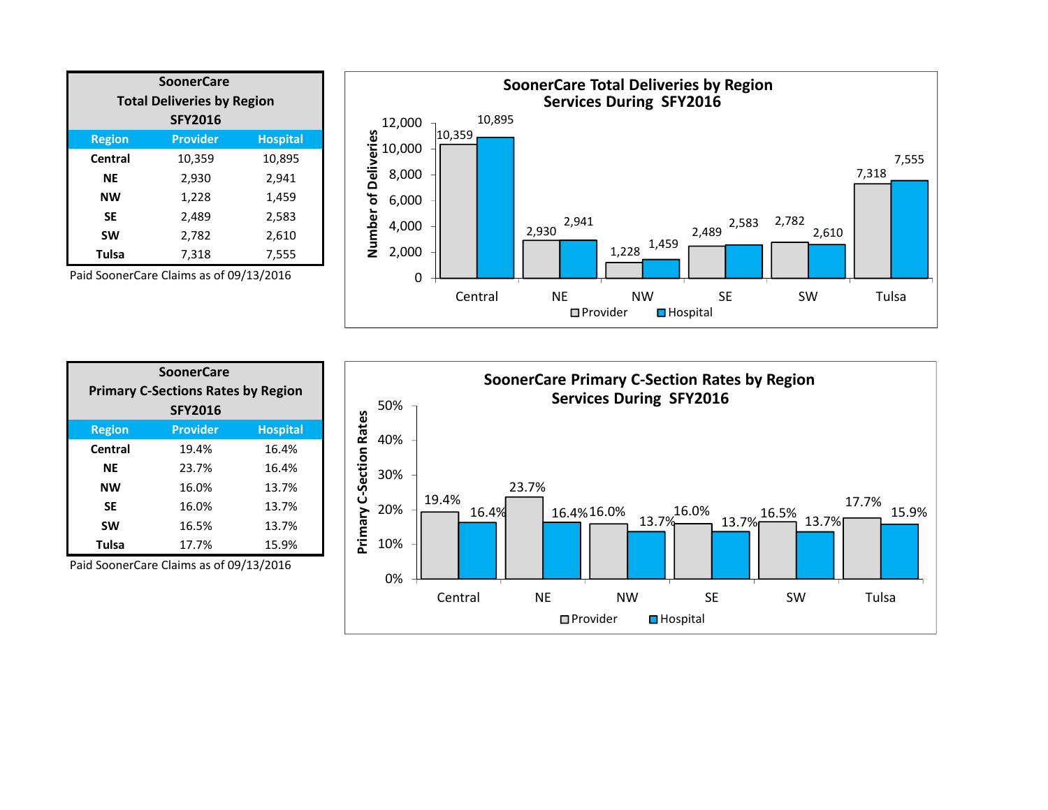**SoonerCare**
**Total Deliveries by Region**
**SFY2016**

| Region | Provider | Hospital |
|---|---|---|
| **Central** | 10,359 | 10,895 |
| **NE** | 2,930 | 2,941 |
| **NW** | 1,228 | 1,459 |
| **SE** | 2,489 | 2,583 |
| **SW** | 2,782 | 2,610 |
| **Tulsa** | 7,318 | 7,555 |

Paid SoonerCare Claims as of 09/13/2016

**SoonerCare Total Deliveries by Region**
**Services During SFY2016**

| Region | Provider | Hospital |
|---|---|---|
| Central | 10,359 | 10,895 |
| NE | 2,930 | 2,941 |
| NW | 1,228 | 1,459 |
| SE | 2,489 | 2,583 |
| SW | 2,782 | 2,610 |
| Tulsa | 7,318 | 7,555 |

**SoonerCare**
**Primary C-Sections Rates by Region**
**SFY2016**

| Region | Provider | Hospital |
|---|---|---|
| **Central** | 19.4% | 16.4% |
| **NE** | 23.7% | 16.4% |
| **NW** | 16.0% | 13.7% |
| **SE** | 16.0% | 13.7% |
| **SW** | 16.5% | 13.7% |
| **Tulsa** | 17.7% | 15.9% |

Paid SoonerCare Claims as of 09/13/2016

**SoonerCare Primary C-Section Rates by Region**
**Services During SFY2016**

| Region | Provider | Hospital |
|---|---|---|
| Central | 19.4% | 16.4% |
| NE | 23.7% | 16.4% |
| NW | 16.0% | 13.7% |
| SE | 16.0% | 13.7% |
| SW | 16.5% | 13.7% |
| Tulsa | 17.7% | 15.9% |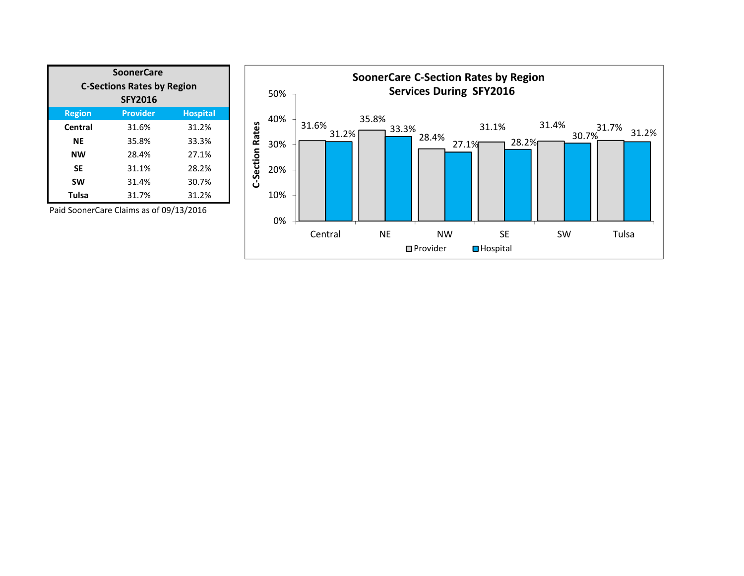| SoonerCare C-Sections Rates by Region SFY2016 | | |
|---|---|---|
| **Region** | **Provider** | **Hospital** |
| **Central** | 31.6% | 31.2% |
| **NE** | 35.8% | 33.3% |
| **NW** | 28.4% | 27.1% |
| **SE** | 31.1% | 28.2% |
| **SW** | 31.4% | 30.7% |
| **Tulsa** | 31.7% | 31.2% |

Paid SoonerCare Claims as of 09/13/2016

**SoonerCare C-Section Rates by Region**
**Services During SFY2016**

C-Section Rates

50%
40%
30%
20%
10%
0%

Central: 31.6% 31.2%
NE: 35.8% 33.3%
NW: 28.4% 27.1%
SE: 31.1% 28.2%
SW: 31.4% 30.7%
Tulsa: 31.7% 31.2%

Provider
Hospital